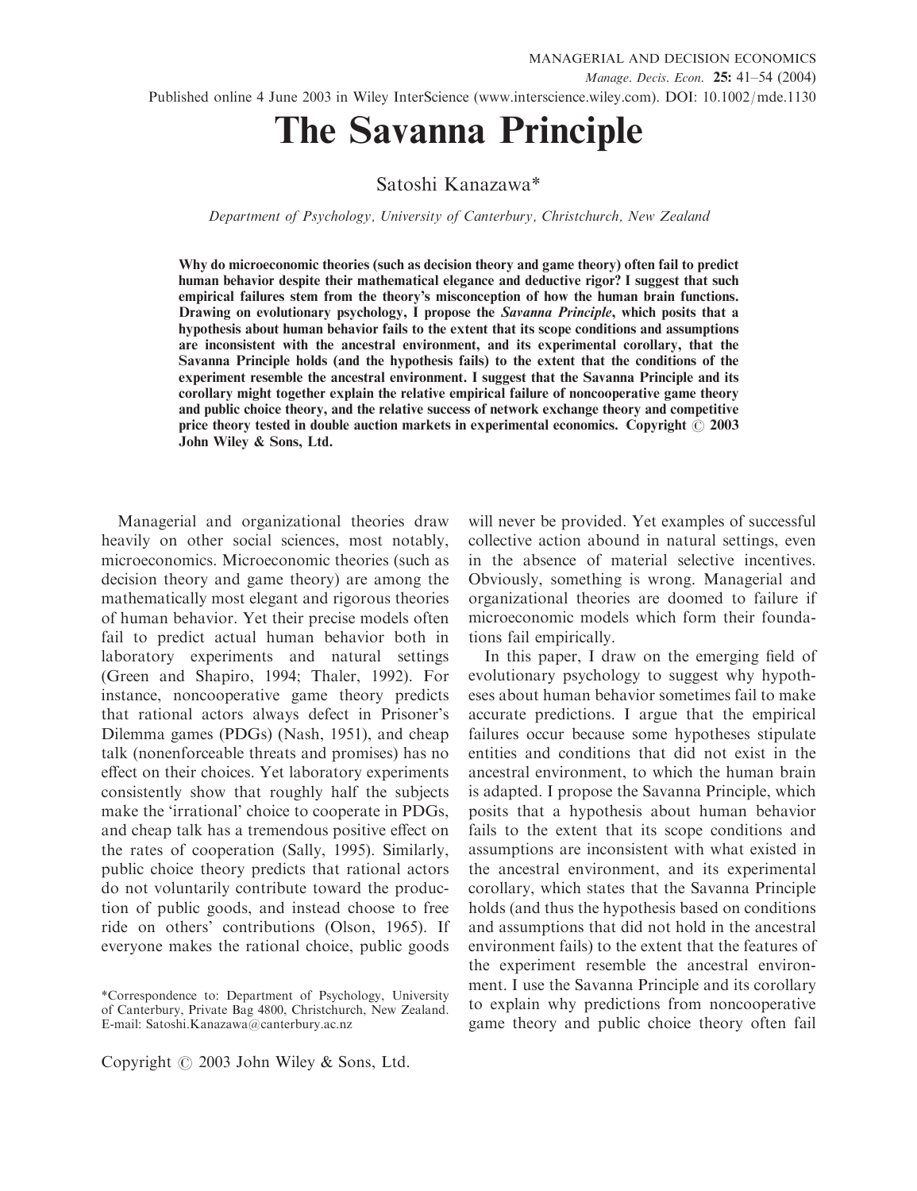# The Savanna Principle

Satoshi Kanazawa*

*Department of Psychology, University of Canterbury, Christchurch, New Zealand*

**Why do microeconomic theories (such as decision theory and game theory) often fail to predict human behavior despite their mathematical elegance and deductive rigor? I suggest that such empirical failures stem from the theory's misconception of how the human brain functions. Drawing on evolutionary psychology, I propose the *Savanna Principle*, which posits that a hypothesis about human behavior fails to the extent that its scope conditions and assumptions are inconsistent with the ancestral environment, and its experimental corollary, that the Savanna Principle holds (and the hypothesis fails) to the extent that the conditions of the experiment resemble the ancestral environment. I suggest that the Savanna Principle and its corollary might together explain the relative empirical failure of noncooperative game theory and public choice theory, and the relative success of network exchange theory and competitive price theory tested in double auction markets in experimental economics. Copyright © 2003 John Wiley & Sons, Ltd.**

Managerial and organizational theories draw heavily on other social sciences, most notably, microeconomics. Microeconomic theories (such as decision theory and game theory) are among the mathematically most elegant and rigorous theories of human behavior. Yet their precise models often fail to predict actual human behavior both in laboratory experiments and natural settings (Green and Shapiro, 1994; Thaler, 1992). For instance, noncooperative game theory predicts that rational actors always defect in Prisoner's Dilemma games (PDGs) (Nash, 1951), and cheap talk (nonenforceable threats and promises) has no effect on their choices. Yet laboratory experiments consistently show that roughly half the subjects make the 'irrational' choice to cooperate in PDGs, and cheap talk has a tremendous positive effect on the rates of cooperation (Sally, 1995). Similarly, public choice theory predicts that rational actors do not voluntarily contribute toward the production of public goods, and instead choose to free ride on others' contributions (Olson, 1965). If everyone makes the rational choice, public goods will never be provided. Yet examples of successful collective action abound in natural settings, even in the absence of material selective incentives. Obviously, something is wrong. Managerial and organizational theories are doomed to failure if microeconomic models which form their foundations fail empirically.

In this paper, I draw on the emerging field of evolutionary psychology to suggest why hypotheses about human behavior sometimes fail to make accurate predictions. I argue that the empirical failures occur because some hypotheses stipulate entities and conditions that did not exist in the ancestral environment, to which the human brain is adapted. I propose the Savanna Principle, which posits that a hypothesis about human behavior fails to the extent that its scope conditions and assumptions are inconsistent with what existed in the ancestral environment, and its experimental corollary, which states that the Savanna Principle holds (and thus the hypothesis based on conditions and assumptions that did not hold in the ancestral environment fails) to the extent that the features of the experiment resemble the ancestral environment. I use the Savanna Principle and its corollary to explain why predictions from noncooperative game theory and public choice theory often fail

*Correspondence to: Department of Psychology, University of Canterbury, Private Bag 4800, Christchurch, New Zealand. E-mail: Satoshi.Kanazawa@canterbury.ac.nz

Copyright © 2003 John Wiley & Sons, Ltd.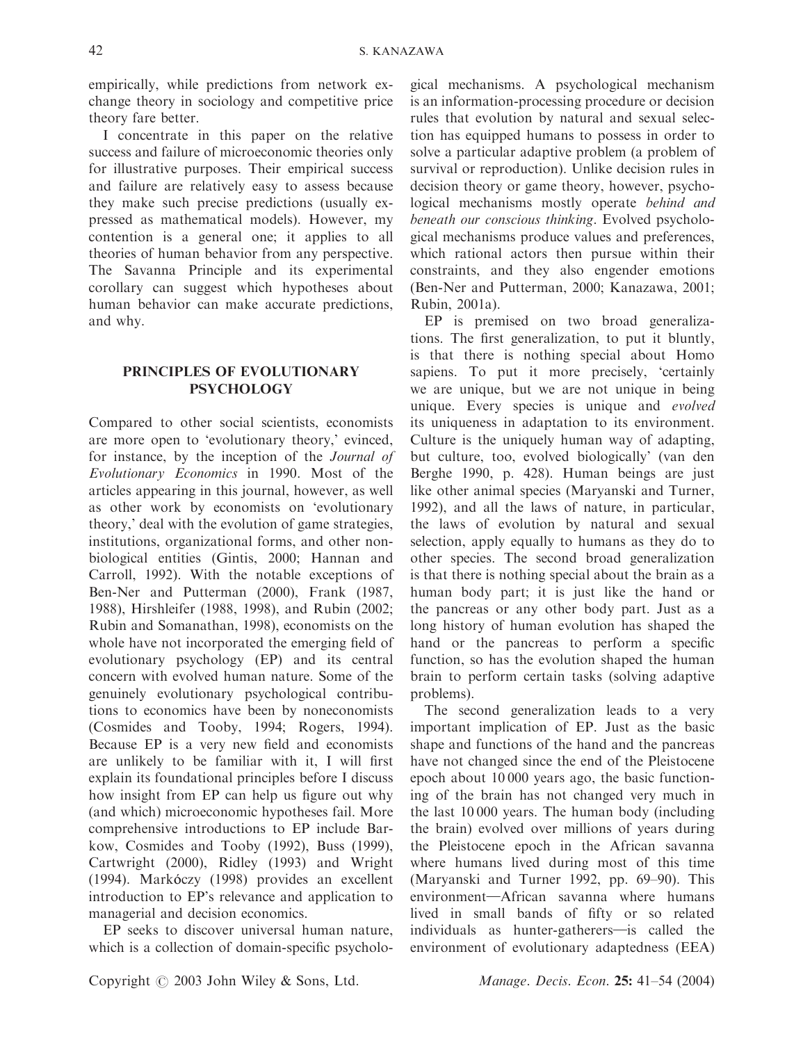empirically, while predictions from network exchange theory in sociology and competitive price theory fare better.

I concentrate in this paper on the relative success and failure of microeconomic theories only for illustrative purposes. Their empirical success and failure are relatively easy to assess because they make such precise predictions (usually expressed as mathematical models). However, my contention is a general one; it applies to all theories of human behavior from any perspective. The Savanna Principle and its experimental corollary can suggest which hypotheses about human behavior can make accurate predictions, and why.

## PRINCIPLES OF EVOLUTIONARY PSYCHOLOGY

Compared to other social scientists, economists are more open to 'evolutionary theory,' evinced, for instance, by the inception of the *Journal of Evolutionary Economics* in 1990. Most of the articles appearing in this journal, however, as well as other work by economists on 'evolutionary theory,' deal with the evolution of game strategies, institutions, organizational forms, and other nonbiological entities (Gintis, 2000; Hannan and Carroll, 1992). With the notable exceptions of Ben-Ner and Putterman (2000), Frank (1987, 1988), Hirshleifer (1988, 1998), and Rubin (2002; Rubin and Somanathan, 1998), economists on the whole have not incorporated the emerging field of evolutionary psychology (EP) and its central concern with evolved human nature. Some of the genuinely evolutionary psychological contributions to economics have been by noneconomists (Cosmides and Tooby, 1994; Rogers, 1994). Because EP is a very new field and economists are unlikely to be familiar with it, I will first explain its foundational principles before I discuss how insight from EP can help us figure out why (and which) microeconomic hypotheses fail. More comprehensive introductions to EP include Barkow, Cosmides and Tooby (1992), Buss (1999), Cartwright (2000), Ridley (1993) and Wright (1994). Markóczy (1998) provides an excellent introduction to EP's relevance and application to managerial and decision economics.

EP seeks to discover universal human nature, which is a collection of domain-specific psychological mechanisms. A psychological mechanism is an information-processing procedure or decision rules that evolution by natural and sexual selection has equipped humans to possess in order to solve a particular adaptive problem (a problem of survival or reproduction). Unlike decision rules in decision theory or game theory, however, psychological mechanisms mostly operate *behind and beneath our conscious thinking*. Evolved psychological mechanisms produce values and preferences, which rational actors then pursue within their constraints, and they also engender emotions (Ben-Ner and Putterman, 2000; Kanazawa, 2001; Rubin, 2001a).

EP is premised on two broad generalizations. The first generalization, to put it bluntly, is that there is nothing special about Homo sapiens. To put it more precisely, 'certainly we are unique, but we are not unique in being unique. Every species is unique and *evolved* its uniqueness in adaptation to its environment. Culture is the uniquely human way of adapting, but culture, too, evolved biologically' (van den Berghe 1990, p. 428). Human beings are just like other animal species (Maryanski and Turner, 1992), and all the laws of nature, in particular, the laws of evolution by natural and sexual selection, apply equally to humans as they do to other species. The second broad generalization is that there is nothing special about the brain as a human body part; it is just like the hand or the pancreas or any other body part. Just as a long history of human evolution has shaped the hand or the pancreas to perform a specific function, so has the evolution shaped the human brain to perform certain tasks (solving adaptive problems).

The second generalization leads to a very important implication of EP. Just as the basic shape and functions of the hand and the pancreas have not changed since the end of the Pleistocene epoch about 10 000 years ago, the basic functioning of the brain has not changed very much in the last 10 000 years. The human body (including the brain) evolved over millions of years during the Pleistocene epoch in the African savanna where humans lived during most of this time (Maryanski and Turner 1992, pp. 69–90). This environment—African savanna where humans lived in small bands of fifty or so related individuals as hunter-gatherers—is called the environment of evolutionary adaptedness (EEA)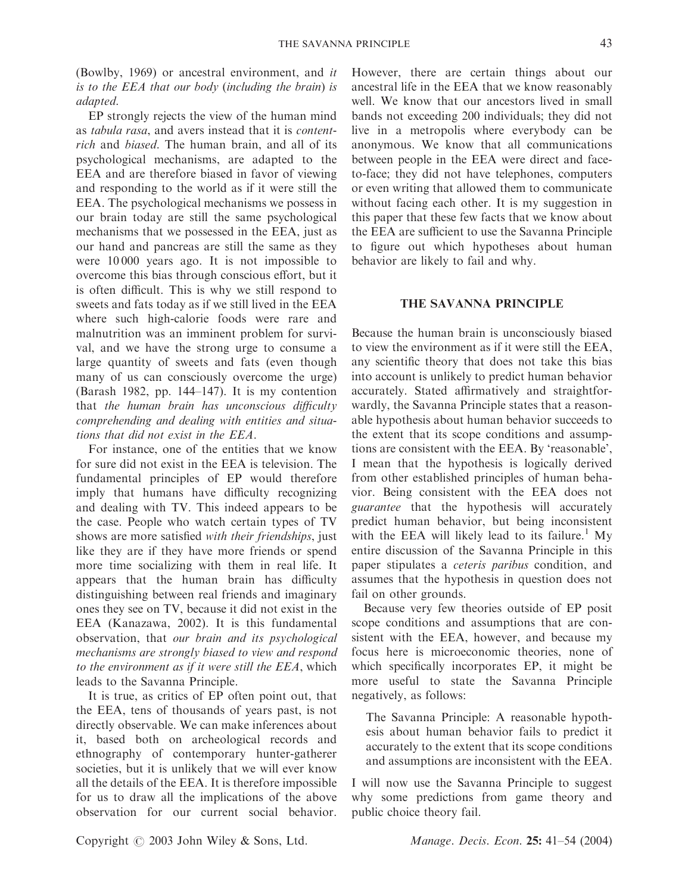(Bowlby, 1969) or ancestral environment, and *it is to the EEA that our body (including the brain) is adapted*.

EP strongly rejects the view of the human mind as *tabula rasa*, and avers instead that it is *content-rich* and *biased*. The human brain, and all of its psychological mechanisms, are adapted to the EEA and are therefore biased in favor of viewing and responding to the world as if it were still the EEA. The psychological mechanisms we possess in our brain today are still the same psychological mechanisms that we possessed in the EEA, just as our hand and pancreas are still the same as they were 10 000 years ago. It is not impossible to overcome this bias through conscious effort, but it is often difficult. This is why we still respond to sweets and fats today as if we still lived in the EEA where such high-calorie foods were rare and malnutrition was an imminent problem for survival, and we have the strong urge to consume a large quantity of sweets and fats (even though many of us can consciously overcome the urge) (Barash 1982, pp. 144–147). It is my contention that *the human brain has unconscious difficulty comprehending and dealing with entities and situations that did not exist in the EEA*.

For instance, one of the entities that we know for sure did not exist in the EEA is television. The fundamental principles of EP would therefore imply that humans have difficulty recognizing and dealing with TV. This indeed appears to be the case. People who watch certain types of TV shows are more satisfied *with their friendships*, just like they are if they have more friends or spend more time socializing with them in real life. It appears that the human brain has difficulty distinguishing between real friends and imaginary ones they see on TV, because it did not exist in the EEA (Kanazawa, 2002). It is this fundamental observation, that *our brain and its psychological mechanisms are strongly biased to view and respond to the environment as if it were still the EEA*, which leads to the Savanna Principle.

It is true, as critics of EP often point out, that the EEA, tens of thousands of years past, is not directly observable. We can make inferences about it, based both on archeological records and ethnography of contemporary hunter-gatherer societies, but it is unlikely that we will ever know all the details of the EEA. It is therefore impossible for us to draw all the implications of the above observation for our current social behavior. However, there are certain things about our ancestral life in the EEA that we know reasonably well. We know that our ancestors lived in small bands not exceeding 200 individuals; they did not live in a metropolis where everybody can be anonymous. We know that all communications between people in the EEA were direct and face-to-face; they did not have telephones, computers or even writing that allowed them to communicate without facing each other. It is my suggestion in this paper that these few facts that we know about the EEA are sufficient to use the Savanna Principle to figure out which hypotheses about human behavior are likely to fail and why.

## THE SAVANNA PRINCIPLE

Because the human brain is unconsciously biased to view the environment as if it were still the EEA, any scientific theory that does not take this bias into account is unlikely to predict human behavior accurately. Stated affirmatively and straightforwardly, the Savanna Principle states that a reasonable hypothesis about human behavior succeeds to the extent that its scope conditions and assumptions are consistent with the EEA. By 'reasonable', I mean that the hypothesis is logically derived from other established principles of human behavior. Being consistent with the EEA does not *guarantee* that the hypothesis will accurately predict human behavior, but being inconsistent with the EEA will likely lead to its failure.[1] My entire discussion of the Savanna Principle in this paper stipulates a *ceteris paribus* condition, and assumes that the hypothesis in question does not fail on other grounds.

Because very few theories outside of EP posit scope conditions and assumptions that are consistent with the EEA, however, and because my focus here is microeconomic theories, none of which specifically incorporates EP, it might be more useful to state the Savanna Principle negatively, as follows:

> The Savanna Principle: A reasonable hypothesis about human behavior fails to predict it accurately to the extent that its scope conditions and assumptions are inconsistent with the EEA.

I will now use the Savanna Principle to suggest why some predictions from game theory and public choice theory fail.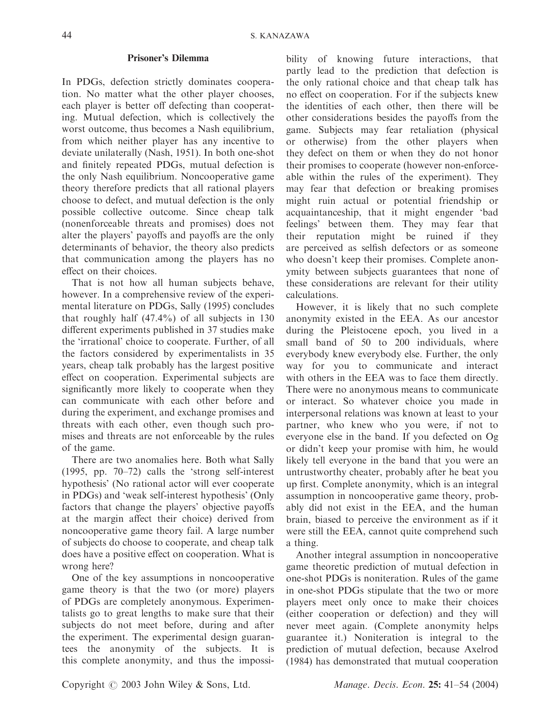### Prisoner's Dilemma

In PDGs, defection strictly dominates cooperation. No matter what the other player chooses, each player is better off defecting than cooperating. Mutual defection, which is collectively the worst outcome, thus becomes a Nash equilibrium, from which neither player has any incentive to deviate unilaterally (Nash, 1951). In both one-shot and finitely repeated PDGs, mutual defection is the only Nash equilibrium. Noncooperative game theory therefore predicts that all rational players choose to defect, and mutual defection is the only possible collective outcome. Since cheap talk (nonenforceable threats and promises) does not alter the players' payoffs and payoffs are the only determinants of behavior, the theory also predicts that communication among the players has no effect on their choices.

That is not how all human subjects behave, however. In a comprehensive review of the experimental literature on PDGs, Sally (1995) concludes that roughly half (47.4%) of all subjects in 130 different experiments published in 37 studies make the 'irrational' choice to cooperate. Further, of all the factors considered by experimentalists in 35 years, cheap talk probably has the largest positive effect on cooperation. Experimental subjects are significantly more likely to cooperate when they can communicate with each other before and during the experiment, and exchange promises and threats with each other, even though such promises and threats are not enforceable by the rules of the game.

There are two anomalies here. Both what Sally (1995, pp. 70–72) calls the 'strong self-interest hypothesis' (No rational actor will ever cooperate in PDGs) and 'weak self-interest hypothesis' (Only factors that change the players' objective payoffs at the margin affect their choice) derived from noncooperative game theory fail. A large number of subjects do choose to cooperate, and cheap talk does have a positive effect on cooperation. What is wrong here?

One of the key assumptions in noncooperative game theory is that the two (or more) players of PDGs are completely anonymous. Experimentalists go to great lengths to make sure that their subjects do not meet before, during and after the experiment. The experimental design guarantees the anonymity of the subjects. It is this complete anonymity, and thus the impossibility of knowing future interactions, that partly lead to the prediction that defection is the only rational choice and that cheap talk has no effect on cooperation. For if the subjects knew the identities of each other, then there will be other considerations besides the payoffs from the game. Subjects may fear retaliation (physical or otherwise) from the other players when they defect on them or when they do not honor their promises to cooperate (however non-enforceable within the rules of the experiment). They may fear that defection or breaking promises might ruin actual or potential friendship or acquaintanceship, that it might engender 'bad feelings' between them. They may fear that their reputation might be ruined if they are perceived as selfish defectors or as someone who doesn't keep their promises. Complete anonymity between subjects guarantees that none of these considerations are relevant for their utility calculations.

However, it is likely that no such complete anonymity existed in the EEA. As our ancestor during the Pleistocene epoch, you lived in a small band of 50 to 200 individuals, where everybody knew everybody else. Further, the only way for you to communicate and interact with others in the EEA was to face them directly. There were no anonymous means to communicate or interact. So whatever choice you made in interpersonal relations was known at least to your partner, who knew who you were, if not to everyone else in the band. If you defected on Og or didn't keep your promise with him, he would likely tell everyone in the band that you were an untrustworthy cheater, probably after he beat you up first. Complete anonymity, which is an integral assumption in noncooperative game theory, probably did not exist in the EEA, and the human brain, biased to perceive the environment as if it were still the EEA, cannot quite comprehend such a thing.

Another integral assumption in noncooperative game theoretic prediction of mutual defection in one-shot PDGs is noniteration. Rules of the game in one-shot PDGs stipulate that the two or more players meet only once to make their choices (either cooperation or defection) and they will never meet again. (Complete anonymity helps guarantee it.) Noniteration is integral to the prediction of mutual defection, because Axelrod (1984) has demonstrated that mutual cooperation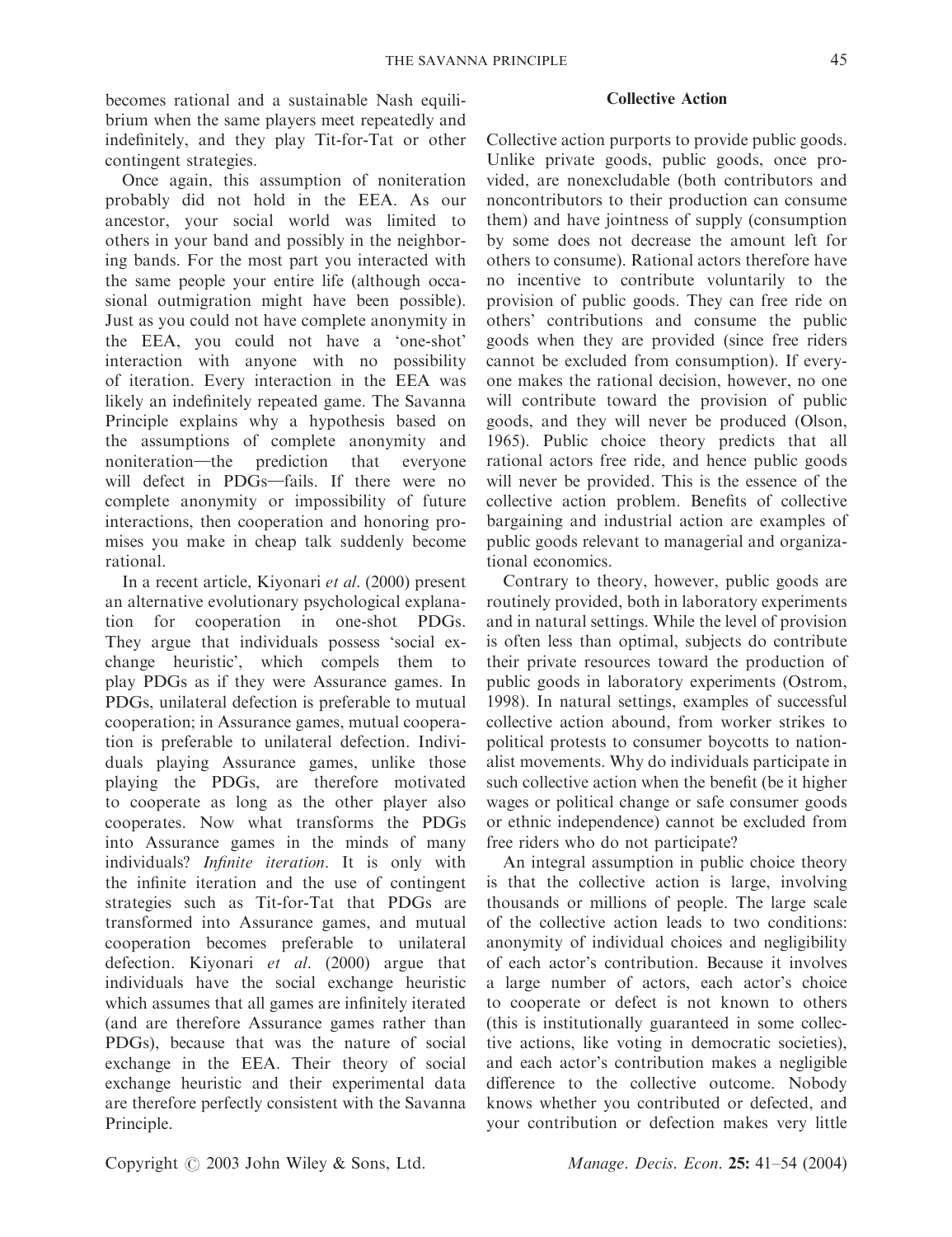becomes rational and a sustainable Nash equilibrium when the same players meet repeatedly and indefinitely, and they play Tit-for-Tat or other contingent strategies.

Once again, this assumption of noniteration probably did not hold in the EEA. As our ancestor, your social world was limited to others in your band and possibly in the neighboring bands. For the most part you interacted with the same people your entire life (although occasional outmigration might have been possible). Just as you could not have complete anonymity in the EEA, you could not have a 'one-shot' interaction with anyone with no possibility of iteration. Every interaction in the EEA was likely an indefinitely repeated game. The Savanna Principle explains why a hypothesis based on the assumptions of complete anonymity and noniteration—the prediction that everyone will defect in PDGs—fails. If there were no complete anonymity or impossibility of future interactions, then cooperation and honoring promises you make in cheap talk suddenly become rational.

In a recent article, Kiyonari *et al*. (2000) present an alternative evolutionary psychological explanation for cooperation in one-shot PDGs. They argue that individuals possess 'social exchange heuristic', which compels them to play PDGs as if they were Assurance games. In PDGs, unilateral defection is preferable to mutual cooperation; in Assurance games, mutual cooperation is preferable to unilateral defection. Individuals playing Assurance games, unlike those playing the PDGs, are therefore motivated to cooperate as long as the other player also cooperates. Now what transforms the PDGs into Assurance games in the minds of many individuals? *Infinite iteration*. It is only with the infinite iteration and the use of contingent strategies such as Tit-for-Tat that PDGs are transformed into Assurance games, and mutual cooperation becomes preferable to unilateral defection. Kiyonari *et al*. (2000) argue that individuals have the social exchange heuristic which assumes that all games are infinitely iterated (and are therefore Assurance games rather than PDGs), because that was the nature of social exchange in the EEA. Their theory of social exchange heuristic and their experimental data are therefore perfectly consistent with the Savanna Principle.

## Collective Action

Collective action purports to provide public goods. Unlike private goods, public goods, once provided, are nonexcludable (both contributors and noncontributors to their production can consume them) and have jointness of supply (consumption by some does not decrease the amount left for others to consume). Rational actors therefore have no incentive to contribute voluntarily to the provision of public goods. They can free ride on others' contributions and consume the public goods when they are provided (since free riders cannot be excluded from consumption). If everyone makes the rational decision, however, no one will contribute toward the provision of public goods, and they will never be produced (Olson, 1965). Public choice theory predicts that all rational actors free ride, and hence public goods will never be provided. This is the essence of the collective action problem. Benefits of collective bargaining and industrial action are examples of public goods relevant to managerial and organizational economics.

Contrary to theory, however, public goods are routinely provided, both in laboratory experiments and in natural settings. While the level of provision is often less than optimal, subjects do contribute their private resources toward the production of public goods in laboratory experiments (Ostrom, 1998). In natural settings, examples of successful collective action abound, from worker strikes to political protests to consumer boycotts to nationalist movements. Why do individuals participate in such collective action when the benefit (be it higher wages or political change or safe consumer goods or ethnic independence) cannot be excluded from free riders who do not participate?

An integral assumption in public choice theory is that the collective action is large, involving thousands or millions of people. The large scale of the collective action leads to two conditions: anonymity of individual choices and negligibility of each actor's contribution. Because it involves a large number of actors, each actor's choice to cooperate or defect is not known to others (this is institutionally guaranteed in some collective actions, like voting in democratic societies), and each actor's contribution makes a negligible difference to the collective outcome. Nobody knows whether you contributed or defected, and your contribution or defection makes very little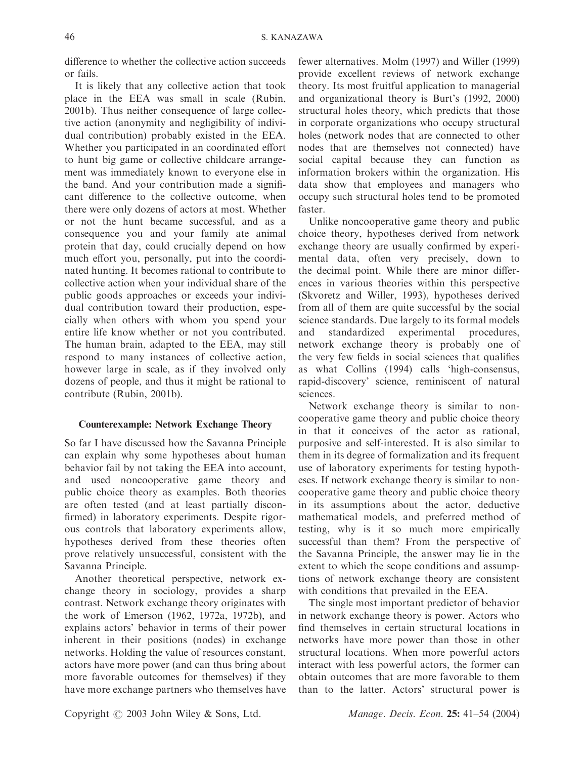difference to whether the collective action succeeds or fails.

It is likely that any collective action that took place in the EEA was small in scale (Rubin, 2001b). Thus neither consequence of large collective action (anonymity and negligibility of individual contribution) probably existed in the EEA. Whether you participated in an coordinated effort to hunt big game or collective childcare arrangement was immediately known to everyone else in the band. And your contribution made a significant difference to the collective outcome, when there were only dozens of actors at most. Whether or not the hunt became successful, and as a consequence you and your family ate animal protein that day, could crucially depend on how much effort you, personally, put into the coordinated hunting. It becomes rational to contribute to collective action when your individual share of the public goods approaches or exceeds your individual contribution toward their production, especially when others with whom you spend your entire life know whether or not you contributed. The human brain, adapted to the EEA, may still respond to many instances of collective action, however large in scale, as if they involved only dozens of people, and thus it might be rational to contribute (Rubin, 2001b).

## Counterexample: Network Exchange Theory

So far I have discussed how the Savanna Principle can explain why some hypotheses about human behavior fail by not taking the EEA into account, and used noncooperative game theory and public choice theory as examples. Both theories are often tested (and at least partially disconfirmed) in laboratory experiments. Despite rigorous controls that laboratory experiments allow, hypotheses derived from these theories often prove relatively unsuccessful, consistent with the Savanna Principle.

Another theoretical perspective, network exchange theory in sociology, provides a sharp contrast. Network exchange theory originates with the work of Emerson (1962, 1972a, 1972b), and explains actors' behavior in terms of their power inherent in their positions (nodes) in exchange networks. Holding the value of resources constant, actors have more power (and can thus bring about more favorable outcomes for themselves) if they have more exchange partners who themselves have fewer alternatives. Molm (1997) and Willer (1999) provide excellent reviews of network exchange theory. Its most fruitful application to managerial and organizational theory is Burt's (1992, 2000) structural holes theory, which predicts that those in corporate organizations who occupy structural holes (network nodes that are connected to other nodes that are themselves not connected) have social capital because they can function as information brokers within the organization. His data show that employees and managers who occupy such structural holes tend to be promoted faster.

Unlike noncooperative game theory and public choice theory, hypotheses derived from network exchange theory are usually confirmed by experimental data, often very precisely, down to the decimal point. While there are minor differences in various theories within this perspective (Skvoretz and Willer, 1993), hypotheses derived from all of them are quite successful by the social science standards. Due largely to its formal models and standardized experimental procedures, network exchange theory is probably one of the very few fields in social sciences that qualifies as what Collins (1994) calls 'high-consensus, rapid-discovery' science, reminiscent of natural sciences.

Network exchange theory is similar to noncooperative game theory and public choice theory in that it conceives of the actor as rational, purposive and self-interested. It is also similar to them in its degree of formalization and its frequent use of laboratory experiments for testing hypotheses. If network exchange theory is similar to noncooperative game theory and public choice theory in its assumptions about the actor, deductive mathematical models, and preferred method of testing, why is it so much more empirically successful than them? From the perspective of the Savanna Principle, the answer may lie in the extent to which the scope conditions and assumptions of network exchange theory are consistent with conditions that prevailed in the EEA.

The single most important predictor of behavior in network exchange theory is power. Actors who find themselves in certain structural locations in networks have more power than those in other structural locations. When more powerful actors interact with less powerful actors, the former can obtain outcomes that are more favorable to them than to the latter. Actors' structural power is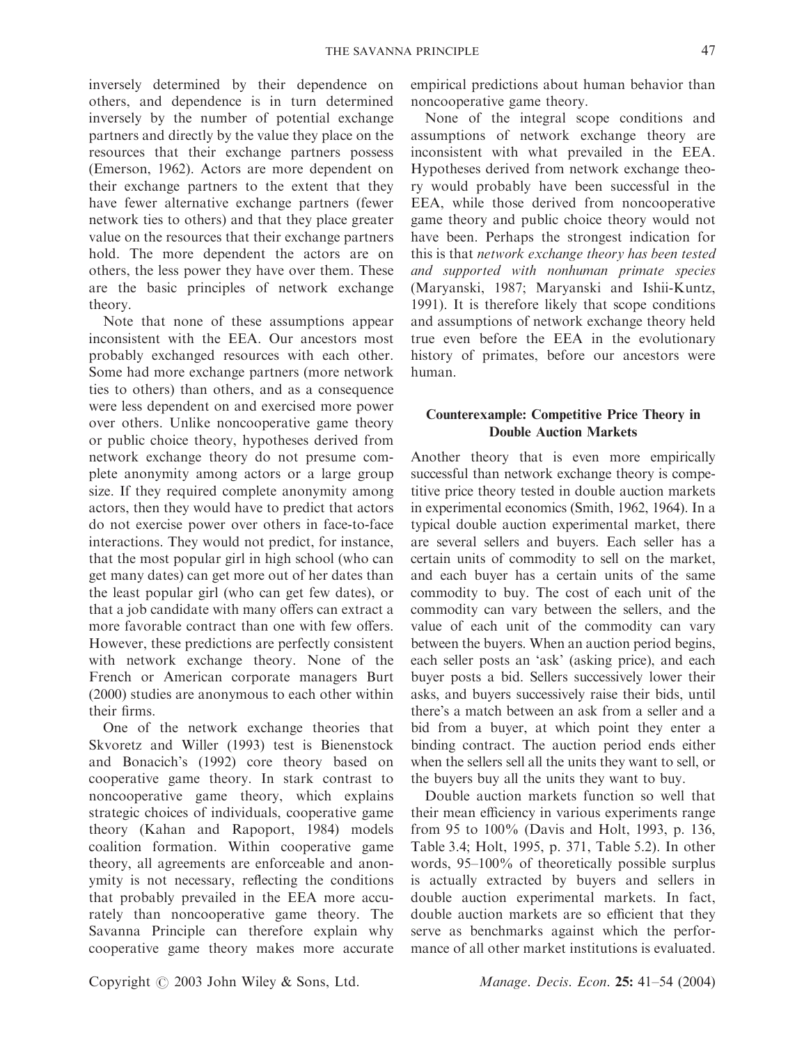inversely determined by their dependence on others, and dependence is in turn determined inversely by the number of potential exchange partners and directly by the value they place on the resources that their exchange partners possess (Emerson, 1962). Actors are more dependent on their exchange partners to the extent that they have fewer alternative exchange partners (fewer network ties to others) and that they place greater value on the resources that their exchange partners hold. The more dependent the actors are on others, the less power they have over them. These are the basic principles of network exchange theory.

Note that none of these assumptions appear inconsistent with the EEA. Our ancestors most probably exchanged resources with each other. Some had more exchange partners (more network ties to others) than others, and as a consequence were less dependent on and exercised more power over others. Unlike noncooperative game theory or public choice theory, hypotheses derived from network exchange theory do not presume complete anonymity among actors or a large group size. If they required complete anonymity among actors, then they would have to predict that actors do not exercise power over others in face-to-face interactions. They would not predict, for instance, that the most popular girl in high school (who can get many dates) can get more out of her dates than the least popular girl (who can get few dates), or that a job candidate with many offers can extract a more favorable contract than one with few offers. However, these predictions are perfectly consistent with network exchange theory. None of the French or American corporate managers Burt (2000) studies are anonymous to each other within their firms.

One of the network exchange theories that Skvoretz and Willer (1993) test is Bienenstock and Bonacich's (1992) core theory based on cooperative game theory. In stark contrast to noncooperative game theory, which explains strategic choices of individuals, cooperative game theory (Kahan and Rapoport, 1984) models coalition formation. Within cooperative game theory, all agreements are enforceable and anonymity is not necessary, reflecting the conditions that probably prevailed in the EEA more accurately than noncooperative game theory. The Savanna Principle can therefore explain why cooperative game theory makes more accurate empirical predictions about human behavior than noncooperative game theory.

None of the integral scope conditions and assumptions of network exchange theory are inconsistent with what prevailed in the EEA. Hypotheses derived from network exchange theory would probably have been successful in the EEA, while those derived from noncooperative game theory and public choice theory would not have been. Perhaps the strongest indication for this is that *network exchange theory has been tested and supported with nonhuman primate species* (Maryanski, 1987; Maryanski and Ishii-Kuntz, 1991). It is therefore likely that scope conditions and assumptions of network exchange theory held true even before the EEA in the evolutionary history of primates, before our ancestors were human.

## Counterexample: Competitive Price Theory in Double Auction Markets

Another theory that is even more empirically successful than network exchange theory is competitive price theory tested in double auction markets in experimental economics (Smith, 1962, 1964). In a typical double auction experimental market, there are several sellers and buyers. Each seller has a certain units of commodity to sell on the market, and each buyer has a certain units of the same commodity to buy. The cost of each unit of the commodity can vary between the sellers, and the value of each unit of the commodity can vary between the buyers. When an auction period begins, each seller posts an 'ask' (asking price), and each buyer posts a bid. Sellers successively lower their asks, and buyers successively raise their bids, until there's a match between an ask from a seller and a bid from a buyer, at which point they enter a binding contract. The auction period ends either when the sellers sell all the units they want to sell, or the buyers buy all the units they want to buy.

Double auction markets function so well that their mean efficiency in various experiments range from 95 to 100% (Davis and Holt, 1993, p. 136, Table 3.4; Holt, 1995, p. 371, Table 5.2). In other words, 95–100% of theoretically possible surplus is actually extracted by buyers and sellers in double auction experimental markets. In fact, double auction markets are so efficient that they serve as benchmarks against which the performance of all other market institutions is evaluated.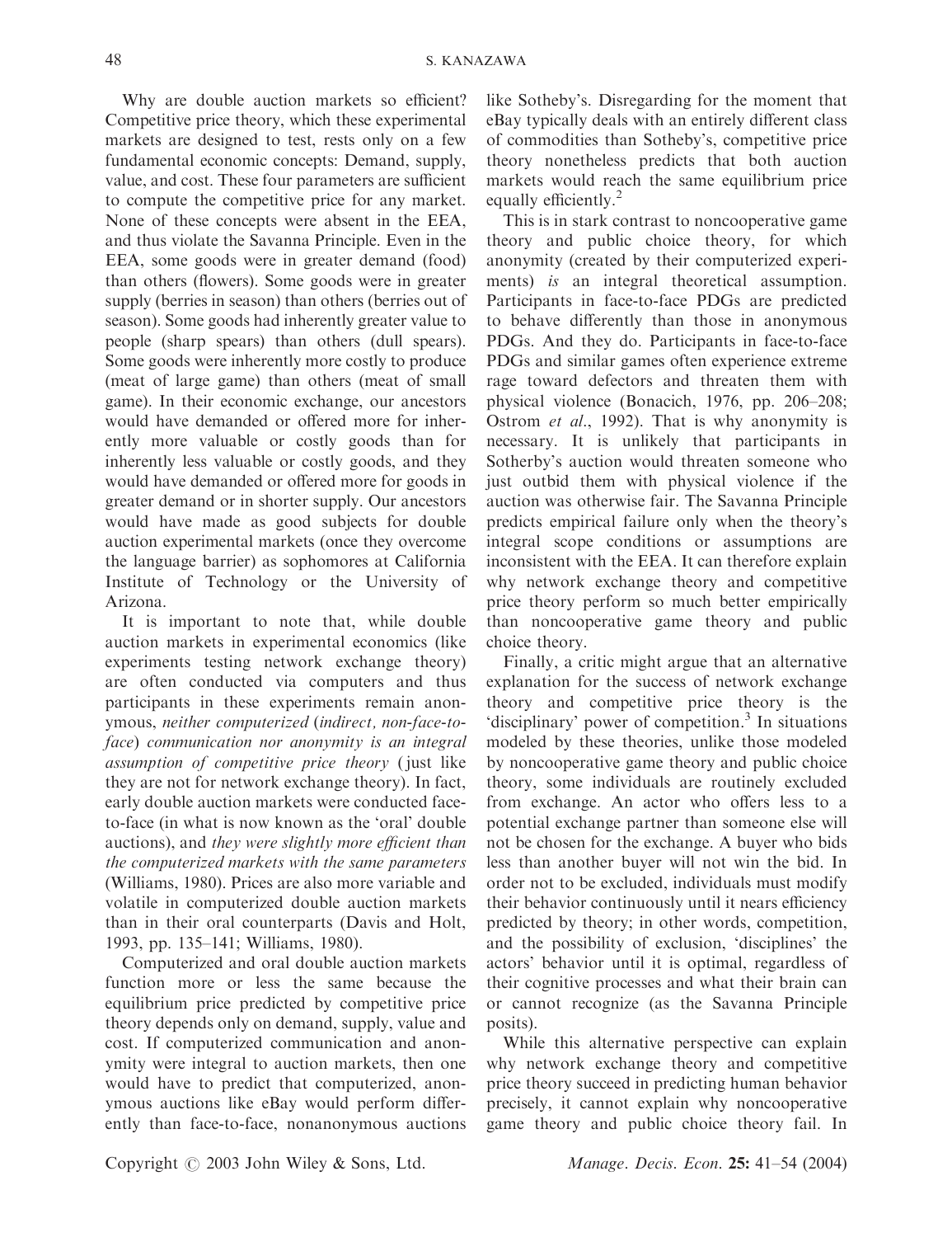Why are double auction markets so efficient? Competitive price theory, which these experimental markets are designed to test, rests only on a few fundamental economic concepts: Demand, supply, value, and cost. These four parameters are sufficient to compute the competitive price for any market. None of these concepts were absent in the EEA, and thus violate the Savanna Principle. Even in the EEA, some goods were in greater demand (food) than others (flowers). Some goods were in greater supply (berries in season) than others (berries out of season). Some goods had inherently greater value to people (sharp spears) than others (dull spears). Some goods were inherently more costly to produce (meat of large game) than others (meat of small game). In their economic exchange, our ancestors would have demanded or offered more for inherently more valuable or costly goods than for inherently less valuable or costly goods, and they would have demanded or offered more for goods in greater demand or in shorter supply. Our ancestors would have made as good subjects for double auction experimental markets (once they overcome the language barrier) as sophomores at California Institute of Technology or the University of Arizona.

It is important to note that, while double auction markets in experimental economics (like experiments testing network exchange theory) are often conducted via computers and thus participants in these experiments remain anonymous, *neither computerized* (*indirect, non-face-to-face*) *communication nor anonymity is an integral assumption of competitive price theory* (just like they are not for network exchange theory). In fact, early double auction markets were conducted face-to-face (in what is now known as the 'oral' double auctions), and *they were slightly more efficient than the computerized markets with the same parameters* (Williams, 1980). Prices are also more variable and volatile in computerized double auction markets than in their oral counterparts (Davis and Holt, 1993, pp. 135–141; Williams, 1980).

Computerized and oral double auction markets function more or less the same because the equilibrium price predicted by competitive price theory depends only on demand, supply, value and cost. If computerized communication and anonymity were integral to auction markets, then one would have to predict that computerized, anonymous auctions like eBay would perform differently than face-to-face, nonanonymous auctions like Sotheby's. Disregarding for the moment that eBay typically deals with an entirely different class of commodities than Sotheby's, competitive price theory nonetheless predicts that both auction markets would reach the same equilibrium price equally efficiently.[2]

This is in stark contrast to noncooperative game theory and public choice theory, for which anonymity (created by their computerized experiments) *is* an integral theoretical assumption. Participants in face-to-face PDGs are predicted to behave differently than those in anonymous PDGs. And they do. Participants in face-to-face PDGs and similar games often experience extreme rage toward defectors and threaten them with physical violence (Bonacich, 1976, pp. 206–208; Ostrom *et al*., 1992). That is why anonymity is necessary. It is unlikely that participants in Sotherby's auction would threaten someone who just outbid them with physical violence if the auction was otherwise fair. The Savanna Principle predicts empirical failure only when the theory's integral scope conditions or assumptions are inconsistent with the EEA. It can therefore explain why network exchange theory and competitive price theory perform so much better empirically than noncooperative game theory and public choice theory.

Finally, a critic might argue that an alternative explanation for the success of network exchange theory and competitive price theory is the 'disciplinary' power of competition.[3] In situations modeled by these theories, unlike those modeled by noncooperative game theory and public choice theory, some individuals are routinely excluded from exchange. An actor who offers less to a potential exchange partner than someone else will not be chosen for the exchange. A buyer who bids less than another buyer will not win the bid. In order not to be excluded, individuals must modify their behavior continuously until it nears efficiency predicted by theory; in other words, competition, and the possibility of exclusion, 'disciplines' the actors' behavior until it is optimal, regardless of their cognitive processes and what their brain can or cannot recognize (as the Savanna Principle posits).

While this alternative perspective can explain why network exchange theory and competitive price theory succeed in predicting human behavior precisely, it cannot explain why noncooperative game theory and public choice theory fail. In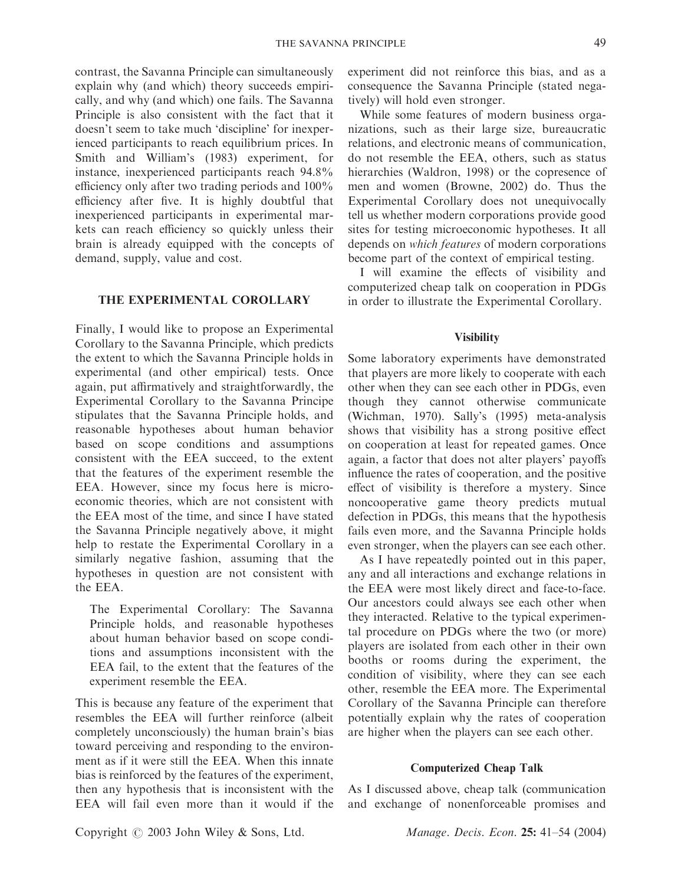contrast, the Savanna Principle can simultaneously explain why (and which) theory succeeds empirically, and why (and which) one fails. The Savanna Principle is also consistent with the fact that it doesn't seem to take much 'discipline' for inexperienced participants to reach equilibrium prices. In Smith and William's (1983) experiment, for instance, inexperienced participants reach 94.8% efficiency only after two trading periods and 100% efficiency after five. It is highly doubtful that inexperienced participants in experimental markets can reach efficiency so quickly unless their brain is already equipped with the concepts of demand, supply, value and cost.

## THE EXPERIMENTAL COROLLARY

Finally, I would like to propose an Experimental Corollary to the Savanna Principle, which predicts the extent to which the Savanna Principle holds in experimental (and other empirical) tests. Once again, put affirmatively and straightforwardly, the Experimental Corollary to the Savanna Principe stipulates that the Savanna Principle holds, and reasonable hypotheses about human behavior based on scope conditions and assumptions consistent with the EEA succeed, to the extent that the features of the experiment resemble the EEA. However, since my focus here is microeconomic theories, which are not consistent with the EEA most of the time, and since I have stated the Savanna Principle negatively above, it might help to restate the Experimental Corollary in a similarly negative fashion, assuming that the hypotheses in question are not consistent with the EEA.

> The Experimental Corollary: The Savanna Principle holds, and reasonable hypotheses about human behavior based on scope conditions and assumptions inconsistent with the EEA fail, to the extent that the features of the experiment resemble the EEA.

This is because any feature of the experiment that resembles the EEA will further reinforce (albeit completely unconsciously) the human brain's bias toward perceiving and responding to the environment as if it were still the EEA. When this innate bias is reinforced by the features of the experiment, then any hypothesis that is inconsistent with the EEA will fail even more than it would if the experiment did not reinforce this bias, and as a consequence the Savanna Principle (stated negatively) will hold even stronger.

While some features of modern business organizations, such as their large size, bureaucratic relations, and electronic means of communication, do not resemble the EEA, others, such as status hierarchies (Waldron, 1998) or the copresence of men and women (Browne, 2002) do. Thus the Experimental Corollary does not unequivocally tell us whether modern corporations provide good sites for testing microeconomic hypotheses. It all depends on *which features* of modern corporations become part of the context of empirical testing.

I will examine the effects of visibility and computerized cheap talk on cooperation in PDGs in order to illustrate the Experimental Corollary.

### Visibility

Some laboratory experiments have demonstrated that players are more likely to cooperate with each other when they can see each other in PDGs, even though they cannot otherwise communicate (Wichman, 1970). Sally's (1995) meta-analysis shows that visibility has a strong positive effect on cooperation at least for repeated games. Once again, a factor that does not alter players' payoffs influence the rates of cooperation, and the positive effect of visibility is therefore a mystery. Since noncooperative game theory predicts mutual defection in PDGs, this means that the hypothesis fails even more, and the Savanna Principle holds even stronger, when the players can see each other.

As I have repeatedly pointed out in this paper, any and all interactions and exchange relations in the EEA were most likely direct and face-to-face. Our ancestors could always see each other when they interacted. Relative to the typical experimental procedure on PDGs where the two (or more) players are isolated from each other in their own booths or rooms during the experiment, the condition of visibility, where they can see each other, resemble the EEA more. The Experimental Corollary of the Savanna Principle can therefore potentially explain why the rates of cooperation are higher when the players can see each other.

### Computerized Cheap Talk

As I discussed above, cheap talk (communication and exchange of nonenforceable promises and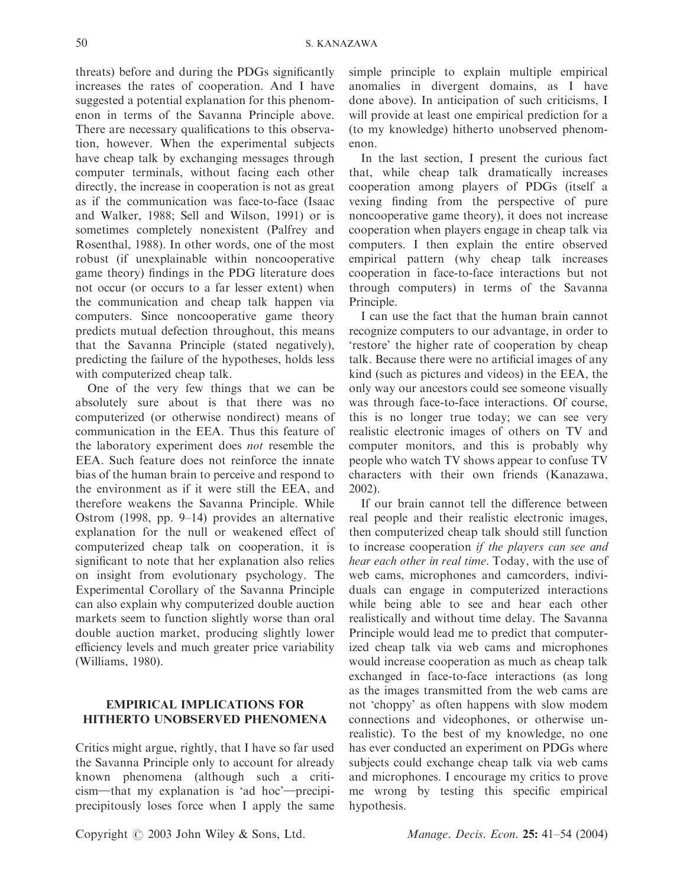threats) before and during the PDGs significantly increases the rates of cooperation. And I have suggested a potential explanation for this phenomenon in terms of the Savanna Principle above. There are necessary qualifications to this observation, however. When the experimental subjects have cheap talk by exchanging messages through computer terminals, without facing each other directly, the increase in cooperation is not as great as if the communication was face-to-face (Isaac and Walker, 1988; Sell and Wilson, 1991) or is sometimes completely nonexistent (Palfrey and Rosenthal, 1988). In other words, one of the most robust (if unexplainable within noncooperative game theory) findings in the PDG literature does not occur (or occurs to a far lesser extent) when the communication and cheap talk happen via computers. Since noncooperative game theory predicts mutual defection throughout, this means that the Savanna Principle (stated negatively), predicting the failure of the hypotheses, holds less with computerized cheap talk.

One of the very few things that we can be absolutely sure about is that there was no computerized (or otherwise nondirect) means of communication in the EEA. Thus this feature of the laboratory experiment does *not* resemble the EEA. Such feature does not reinforce the innate bias of the human brain to perceive and respond to the environment as if it were still the EEA, and therefore weakens the Savanna Principle. While Ostrom (1998, pp. 9–14) provides an alternative explanation for the null or weakened effect of computerized cheap talk on cooperation, it is significant to note that her explanation also relies on insight from evolutionary psychology. The Experimental Corollary of the Savanna Principle can also explain why computerized double auction markets seem to function slightly worse than oral double auction market, producing slightly lower efficiency levels and much greater price variability (Williams, 1980).

## EMPIRICAL IMPLICATIONS FOR HITHERTO UNOBSERVED PHENOMENA

Critics might argue, rightly, that I have so far used the Savanna Principle only to account for already known phenomena (although such a criticism—that my explanation is 'ad hoc'—precipiprecipitously loses force when I apply the same simple principle to explain multiple empirical anomalies in divergent domains, as I have done above). In anticipation of such criticisms, I will provide at least one empirical prediction for a (to my knowledge) hitherto unobserved phenomenon.

In the last section, I present the curious fact that, while cheap talk dramatically increases cooperation among players of PDGs (itself a vexing finding from the perspective of pure noncooperative game theory), it does not increase cooperation when players engage in cheap talk via computers. I then explain the entire observed empirical pattern (why cheap talk increases cooperation in face-to-face interactions but not through computers) in terms of the Savanna Principle.

I can use the fact that the human brain cannot recognize computers to our advantage, in order to 'restore' the higher rate of cooperation by cheap talk. Because there were no artificial images of any kind (such as pictures and videos) in the EEA, the only way our ancestors could see someone visually was through face-to-face interactions. Of course, this is no longer true today; we can see very realistic electronic images of others on TV and computer monitors, and this is probably why people who watch TV shows appear to confuse TV characters with their own friends (Kanazawa, 2002).

If our brain cannot tell the difference between real people and their realistic electronic images, then computerized cheap talk should still function to increase cooperation *if the players can see and hear each other in real time*. Today, with the use of web cams, microphones and camcorders, individuals can engage in computerized interactions while being able to see and hear each other realistically and without time delay. The Savanna Principle would lead me to predict that computerized cheap talk via web cams and microphones would increase cooperation as much as cheap talk exchanged in face-to-face interactions (as long as the images transmitted from the web cams are not 'choppy' as often happens with slow modem connections and videophones, or otherwise unrealistic). To the best of my knowledge, no one has ever conducted an experiment on PDGs where subjects could exchange cheap talk via web cams and microphones. I encourage my critics to prove me wrong by testing this specific empirical hypothesis.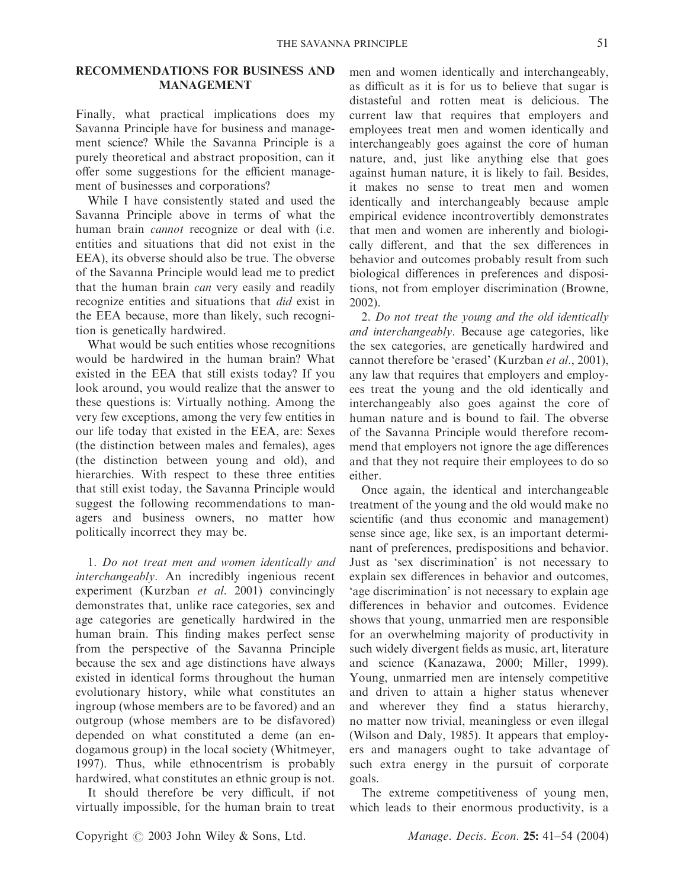## RECOMMENDATIONS FOR BUSINESS AND MANAGEMENT

Finally, what practical implications does my Savanna Principle have for business and management science? While the Savanna Principle is a purely theoretical and abstract proposition, can it offer some suggestions for the efficient management of businesses and corporations?

While I have consistently stated and used the Savanna Principle above in terms of what the human brain *cannot* recognize or deal with (i.e. entities and situations that did not exist in the EEA), its obverse should also be true. The obverse of the Savanna Principle would lead me to predict that the human brain *can* very easily and readily recognize entities and situations that *did* exist in the EEA because, more than likely, such recognition is genetically hardwired.

What would be such entities whose recognitions would be hardwired in the human brain? What existed in the EEA that still exists today? If you look around, you would realize that the answer to these questions is: Virtually nothing. Among the very few exceptions, among the very few entities in our life today that existed in the EEA, are: Sexes (the distinction between males and females), ages (the distinction between young and old), and hierarchies. With respect to these three entities that still exist today, the Savanna Principle would suggest the following recommendations to managers and business owners, no matter how politically incorrect they may be.

1. *Do not treat men and women identically and interchangeably*. An incredibly ingenious recent experiment (Kurzban *et al*. 2001) convincingly demonstrates that, unlike race categories, sex and age categories are genetically hardwired in the human brain. This finding makes perfect sense from the perspective of the Savanna Principle because the sex and age distinctions have always existed in identical forms throughout the human evolutionary history, while what constitutes an ingroup (whose members are to be favored) and an outgroup (whose members are to be disfavored) depended on what constituted a deme (an endogamous group) in the local society (Whitmeyer, 1997). Thus, while ethnocentrism is probably hardwired, what constitutes an ethnic group is not.

It should therefore be very difficult, if not virtually impossible, for the human brain to treat men and women identically and interchangeably, as difficult as it is for us to believe that sugar is distasteful and rotten meat is delicious. The current law that requires that employers and employees treat men and women identically and interchangeably goes against the core of human nature, and, just like anything else that goes against human nature, it is likely to fail. Besides, it makes no sense to treat men and women identically and interchangeably because ample empirical evidence incontrovertibly demonstrates that men and women are inherently and biologically different, and that the sex differences in behavior and outcomes probably result from such biological differences in preferences and dispositions, not from employer discrimination (Browne, 2002).

2. *Do not treat the young and the old identically and interchangeably*. Because age categories, like the sex categories, are genetically hardwired and cannot therefore be 'erased' (Kurzban *et al*., 2001), any law that requires that employers and employees treat the young and the old identically and interchangeably also goes against the core of human nature and is bound to fail. The obverse of the Savanna Principle would therefore recommend that employers not ignore the age differences and that they not require their employees to do so either.

Once again, the identical and interchangeable treatment of the young and the old would make no scientific (and thus economic and management) sense since age, like sex, is an important determinant of preferences, predispositions and behavior. Just as 'sex discrimination' is not necessary to explain sex differences in behavior and outcomes, 'age discrimination' is not necessary to explain age differences in behavior and outcomes. Evidence shows that young, unmarried men are responsible for an overwhelming majority of productivity in such widely divergent fields as music, art, literature and science (Kanazawa, 2000; Miller, 1999). Young, unmarried men are intensely competitive and driven to attain a higher status whenever and wherever they find a status hierarchy, no matter now trivial, meaningless or even illegal (Wilson and Daly, 1985). It appears that employers and managers ought to take advantage of such extra energy in the pursuit of corporate goals.

The extreme competitiveness of young men, which leads to their enormous productivity, is a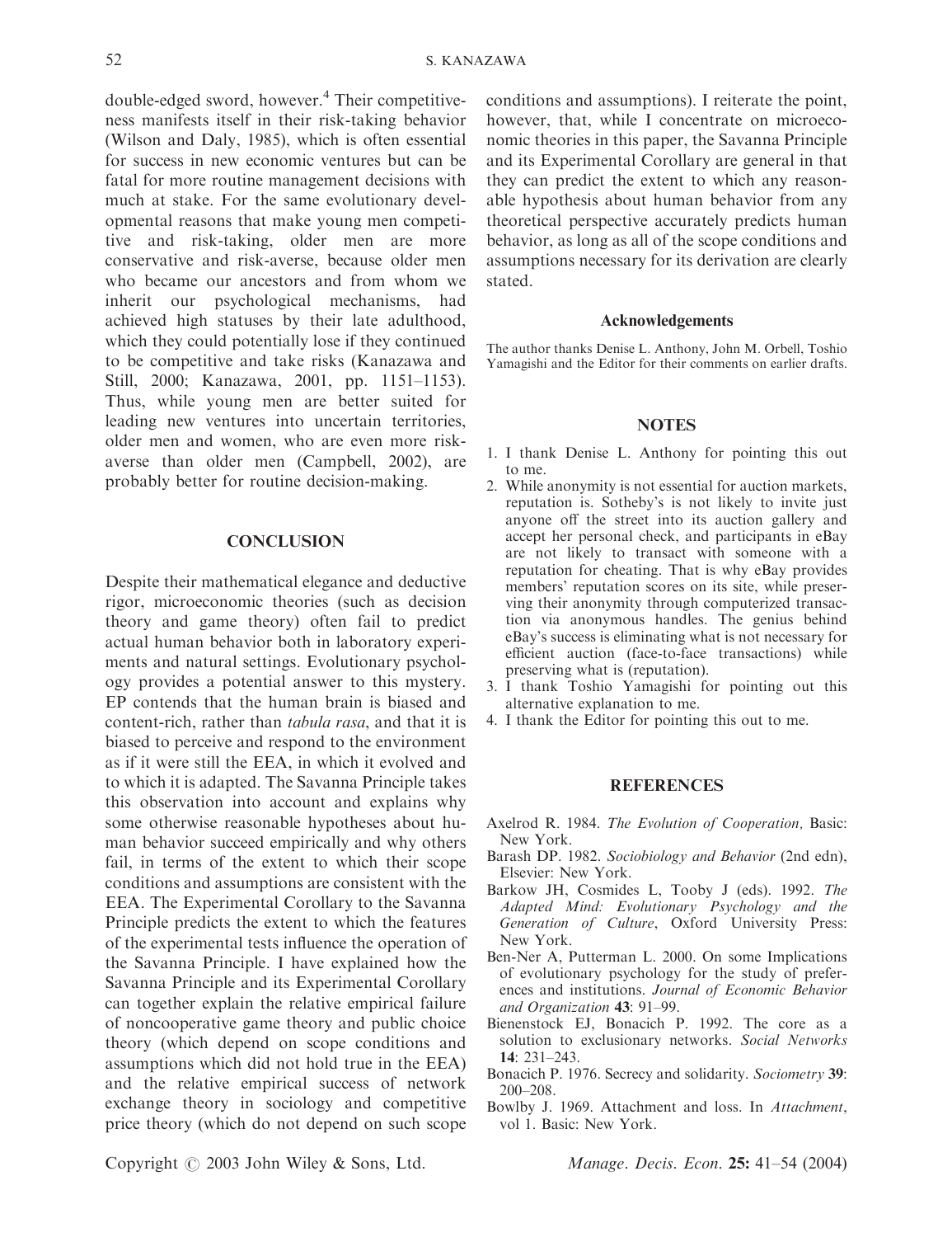double-edged sword, however.[4] Their competitiveness manifests itself in their risk-taking behavior (Wilson and Daly, 1985), which is often essential for success in new economic ventures but can be fatal for more routine management decisions with much at stake. For the same evolutionary developmental reasons that make young men competitive and risk-taking, older men are more conservative and risk-averse, because older men who became our ancestors and from whom we inherit our psychological mechanisms, had achieved high statuses by their late adulthood, which they could potentially lose if they continued to be competitive and take risks (Kanazawa and Still, 2000; Kanazawa, 2001, pp. 1151–1153). Thus, while young men are better suited for leading new ventures into uncertain territories, older men and women, who are even more risk-averse than older men (Campbell, 2002), are probably better for routine decision-making.

## CONCLUSION

Despite their mathematical elegance and deductive rigor, microeconomic theories (such as decision theory and game theory) often fail to predict actual human behavior both in laboratory experiments and natural settings. Evolutionary psychology provides a potential answer to this mystery. EP contends that the human brain is biased and content-rich, rather than *tabula rasa*, and that it is biased to perceive and respond to the environment as if it were still the EEA, in which it evolved and to which it is adapted. The Savanna Principle takes this observation into account and explains why some otherwise reasonable hypotheses about human behavior succeed empirically and why others fail, in terms of the extent to which their scope conditions and assumptions are consistent with the EEA. The Experimental Corollary to the Savanna Principle predicts the extent to which the features of the experimental tests influence the operation of the Savanna Principle. I have explained how the Savanna Principle and its Experimental Corollary can together explain the relative empirical failure of noncooperative game theory and public choice theory (which depend on scope conditions and assumptions which did not hold true in the EEA) and the relative empirical success of network exchange theory in sociology and competitive price theory (which do not depend on such scope conditions and assumptions). I reiterate the point, however, that, while I concentrate on microeconomic theories in this paper, the Savanna Principle and its Experimental Corollary are general in that they can predict the extent to which any reasonable hypothesis about human behavior from any theoretical perspective accurately predicts human behavior, as long as all of the scope conditions and assumptions necessary for its derivation are clearly stated.

### Acknowledgements

The author thanks Denise L. Anthony, John M. Orbell, Toshio Yamagishi and the Editor for their comments on earlier drafts.

## NOTES

1. I thank Denise L. Anthony for pointing this out to me.
2. While anonymity is not essential for auction markets, reputation is. Sotheby's is not likely to invite just anyone off the street into its auction gallery and accept her personal check, and participants in eBay are not likely to transact with someone with a reputation for cheating. That is why eBay provides members' reputation scores on its site, while preserving their anonymity through computerized transaction via anonymous handles. The genius behind eBay's success is eliminating what is not necessary for efficient auction (face-to-face transactions) while preserving what is (reputation).
3. I thank Toshio Yamagishi for pointing out this alternative explanation to me.
4. I thank the Editor for pointing this out to me.

## REFERENCES

Axelrod R. 1984. *The Evolution of Cooperation,* Basic: New York.

Barash DP. 1982. *Sociobiology and Behavior* (2nd edn), Elsevier: New York.

Barkow JH, Cosmides L, Tooby J (eds). 1992. *The Adapted Mind: Evolutionary Psychology and the Generation of Culture*, Oxford University Press: New York.

Ben-Ner A, Putterman L. 2000. On some Implications of evolutionary psychology for the study of preferences and institutions. *Journal of Economic Behavior and Organization* **43**: 91–99.

Bienenstock EJ, Bonacich P. 1992. The core as a solution to exclusionary networks. *Social Networks* **14**: 231–243.

Bonacich P. 1976. Secrecy and solidarity. *Sociometry* **39**: 200–208.

Bowlby J. 1969. Attachment and loss. In *Attachment*, vol 1. Basic: New York.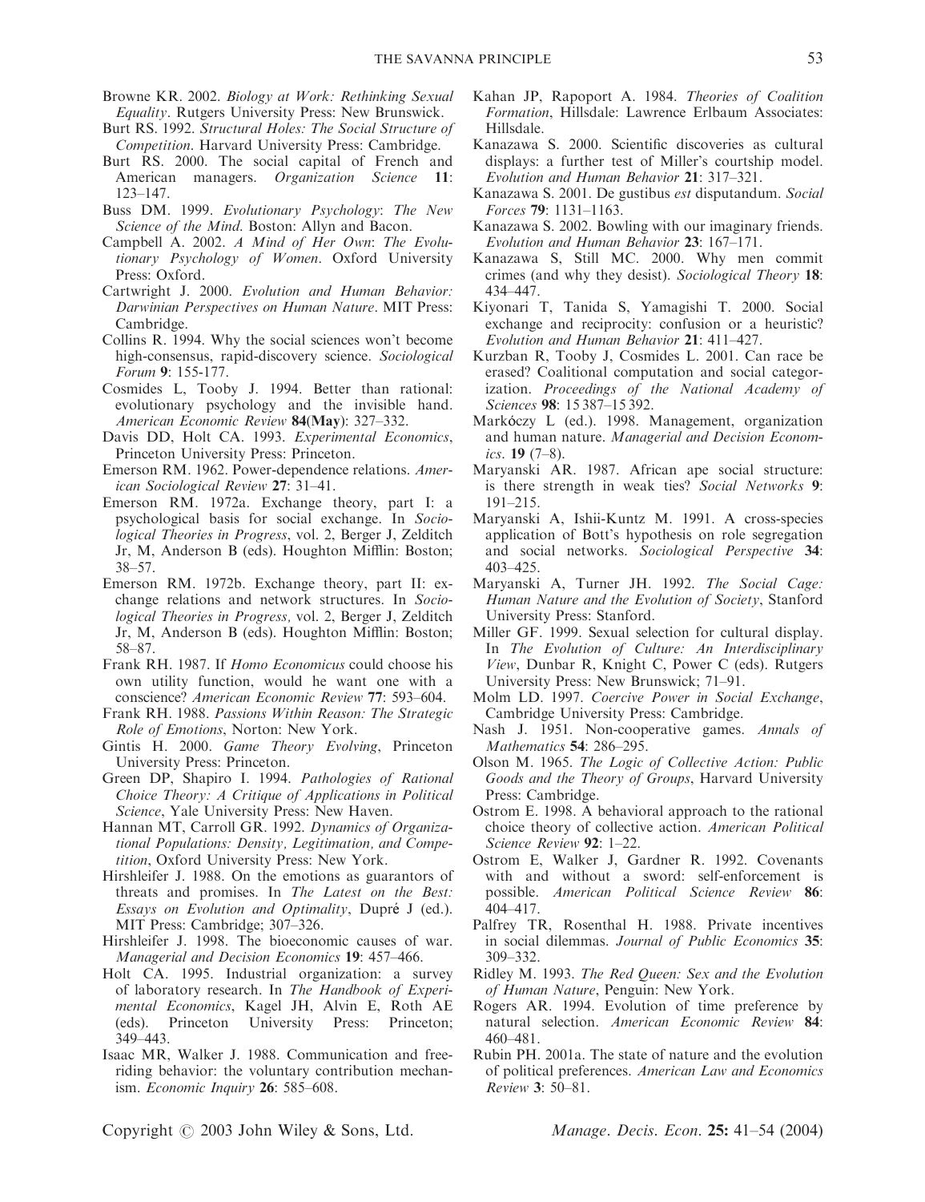Browne KR. 2002. *Biology at Work: Rethinking Sexual Equality*. Rutgers University Press: New Brunswick.

Burt RS. 1992. *Structural Holes: The Social Structure of Competition*. Harvard University Press: Cambridge.

Burt RS. 2000. The social capital of French and American managers. *Organization Science* **11**: 123–147.

Buss DM. 1999. *Evolutionary Psychology*: *The New Science of the Mind*. Boston: Allyn and Bacon.

Campbell A. 2002. *A Mind of Her Own*: *The Evolutionary Psychology of Women*. Oxford University Press: Oxford.

Cartwright J. 2000. *Evolution and Human Behavior: Darwinian Perspectives on Human Nature*. MIT Press: Cambridge.

Collins R. 1994. Why the social sciences won't become high-consensus, rapid-discovery science. *Sociological Forum* **9**: 155-177.

Cosmides L, Tooby J. 1994. Better than rational: evolutionary psychology and the invisible hand. *American Economic Review* **84(May)**: 327–332.

Davis DD, Holt CA. 1993. *Experimental Economics*, Princeton University Press: Princeton.

Emerson RM. 1962. Power-dependence relations. *American Sociological Review* **27**: 31–41.

Emerson RM. 1972a. Exchange theory, part I: a psychological basis for social exchange. In *Sociological Theories in Progress*, vol. 2, Berger J, Zelditch Jr, M, Anderson B (eds). Houghton Mifflin: Boston; 38–57.

Emerson RM. 1972b. Exchange theory, part II: exchange relations and network structures. In *Sociological Theories in Progress*, vol. 2, Berger J, Zelditch Jr, M, Anderson B (eds). Houghton Mifflin: Boston; 58–87.

Frank RH. 1987. If *Homo Economicus* could choose his own utility function, would he want one with a conscience? *American Economic Review* **77**: 593–604.

Frank RH. 1988. *Passions Within Reason: The Strategic Role of Emotions*, Norton: New York.

Gintis H. 2000. *Game Theory Evolving*, Princeton University Press: Princeton.

Green DP, Shapiro I. 1994. *Pathologies of Rational Choice Theory: A Critique of Applications in Political Science*, Yale University Press: New Haven.

Hannan MT, Carroll GR. 1992. *Dynamics of Organizational Populations: Density, Legitimation, and Competition*, Oxford University Press: New York.

Hirshleifer J. 1988. On the emotions as guarantors of threats and promises. In *The Latest on the Best: Essays on Evolution and Optimality*, Dupré J (ed.). MIT Press: Cambridge; 307–326.

Hirshleifer J. 1998. The bioeconomic causes of war. *Managerial and Decision Economics* **19**: 457–466.

Holt CA. 1995. Industrial organization: a survey of laboratory research. In *The Handbook of Experimental Economics*, Kagel JH, Alvin E, Roth AE (eds). Princeton University Press: Princeton; 349–443.

Isaac MR, Walker J. 1988. Communication and free-riding behavior: the voluntary contribution mechanism. *Economic Inquiry* **26**: 585–608.

Kahan JP, Rapoport A. 1984. *Theories of Coalition Formation*, Hillsdale: Lawrence Erlbaum Associates: Hillsdale.

Kanazawa S. 2000. Scientific discoveries as cultural displays: a further test of Miller's courtship model. *Evolution and Human Behavior* **21**: 317–321.

Kanazawa S. 2001. De gustibus *est* disputandum. *Social Forces* **79**: 1131–1163.

Kanazawa S. 2002. Bowling with our imaginary friends. *Evolution and Human Behavior* **23**: 167–171.

Kanazawa S, Still MC. 2000. Why men commit crimes (and why they desist). *Sociological Theory* **18**: 434–447.

Kiyonari T, Tanida S, Yamagishi T. 2000. Social exchange and reciprocity: confusion or a heuristic? *Evolution and Human Behavior* **21**: 411–427.

Kurzban R, Tooby J, Cosmides L. 2001. Can race be erased? Coalitional computation and social categorization. *Proceedings of the National Academy of Sciences* **98**: 15 387–15 392.

Markóczy L (ed.). 1998. Management, organization and human nature. *Managerial and Decision Economics*. **19** (7–8).

Maryanski AR. 1987. African ape social structure: is there strength in weak ties? *Social Networks* **9**: 191–215.

Maryanski A, Ishii-Kuntz M. 1991. A cross-species application of Bott's hypothesis on role segregation and social networks. *Sociological Perspective* **34**: 403–425.

Maryanski A, Turner JH. 1992. *The Social Cage: Human Nature and the Evolution of Society*, Stanford University Press: Stanford.

Miller GF. 1999. Sexual selection for cultural display. In *The Evolution of Culture: An Interdisciplinary View*, Dunbar R, Knight C, Power C (eds). Rutgers University Press: New Brunswick; 71–91.

Molm LD. 1997. *Coercive Power in Social Exchange*, Cambridge University Press: Cambridge.

Nash J. 1951. Non-cooperative games. *Annals of Mathematics* **54**: 286–295.

Olson M. 1965. *The Logic of Collective Action: Public Goods and the Theory of Groups*, Harvard University Press: Cambridge.

Ostrom E. 1998. A behavioral approach to the rational choice theory of collective action. *American Political Science Review* **92**: 1–22.

Ostrom E, Walker J, Gardner R. 1992. Covenants with and without a sword: self-enforcement is possible. *American Political Science Review* **86**: 404–417.

Palfrey TR, Rosenthal H. 1988. Private incentives in social dilemmas. *Journal of Public Economics* **35**: 309–332.

Ridley M. 1993. *The Red Queen: Sex and the Evolution of Human Nature*, Penguin: New York.

Rogers AR. 1994. Evolution of time preference by natural selection. *American Economic Review* **84**: 460–481.

Rubin PH. 2001a. The state of nature and the evolution of political preferences. *American Law and Economics Review* **3**: 50–81.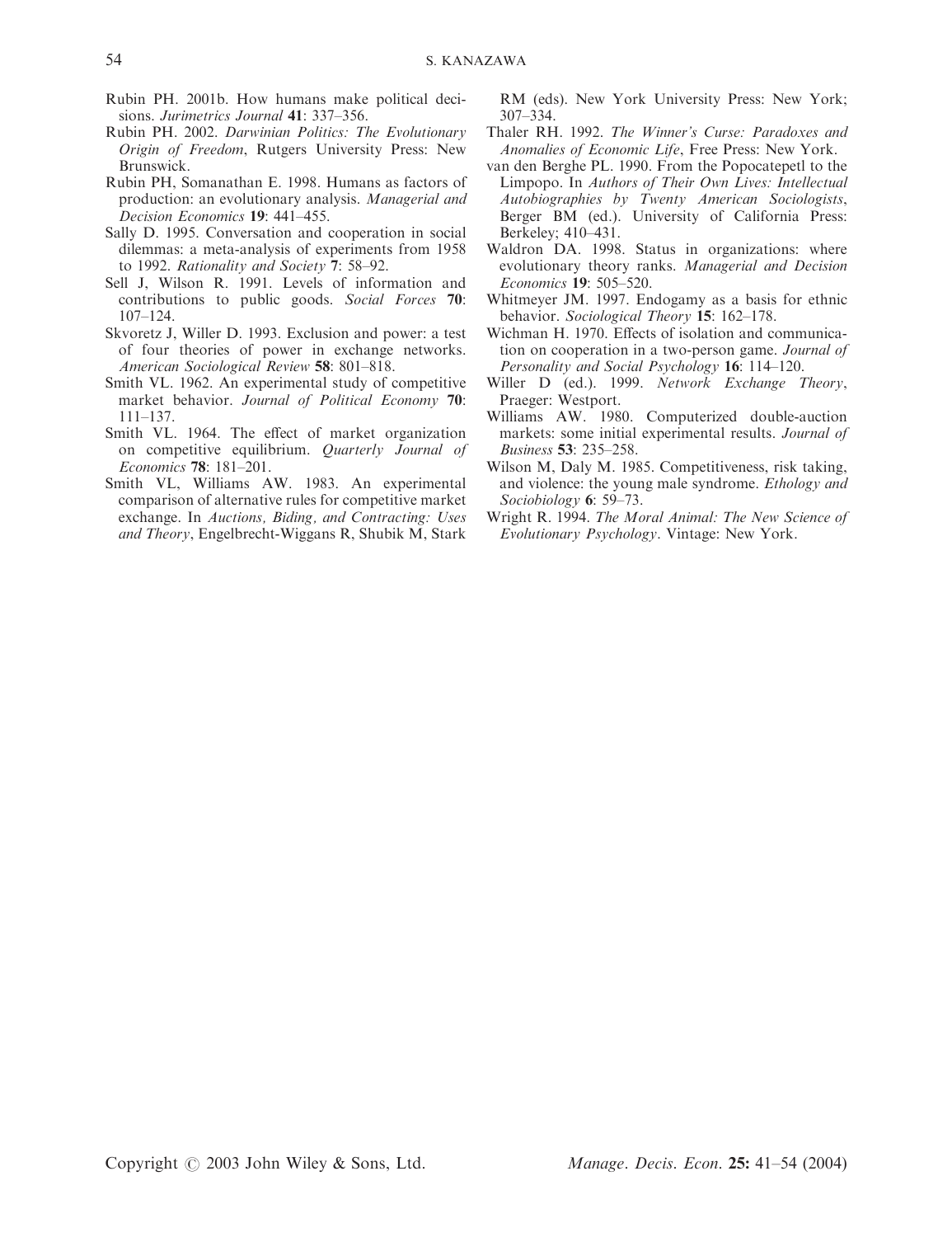Rubin PH. 2001b. How humans make political decisions. *Jurimetrics Journal* **41**: 337–356.

Rubin PH. 2002. *Darwinian Politics: The Evolutionary Origin of Freedom*, Rutgers University Press: New Brunswick.

Rubin PH, Somanathan E. 1998. Humans as factors of production: an evolutionary analysis. *Managerial and Decision Economics* **19**: 441–455.

Sally D. 1995. Conversation and cooperation in social dilemmas: a meta-analysis of experiments from 1958 to 1992. *Rationality and Society* **7**: 58–92.

Sell J, Wilson R. 1991. Levels of information and contributions to public goods. *Social Forces* **70**: 107–124.

Skvoretz J, Willer D. 1993. Exclusion and power: a test of four theories of power in exchange networks. *American Sociological Review* **58**: 801–818.

Smith VL. 1962. An experimental study of competitive market behavior. *Journal of Political Economy* **70**: 111–137.

Smith VL. 1964. The effect of market organization on competitive equilibrium. *Quarterly Journal of Economics* **78**: 181–201.

Smith VL, Williams AW. 1983. An experimental comparison of alternative rules for competitive market exchange. In *Auctions, Biding, and Contracting: Uses and Theory*, Engelbrecht-Wiggans R, Shubik M, Stark RM (eds). New York University Press: New York; 307–334.

Thaler RH. 1992. *The Winner's Curse: Paradoxes and Anomalies of Economic Life*, Free Press: New York.

van den Berghe PL. 1990. From the Popocatepetl to the Limpopo. In *Authors of Their Own Lives: Intellectual Autobiographies by Twenty American Sociologists*, Berger BM (ed.). University of California Press: Berkeley; 410–431.

Waldron DA. 1998. Status in organizations: where evolutionary theory ranks. *Managerial and Decision Economics* **19**: 505–520.

Whitmeyer JM. 1997. Endogamy as a basis for ethnic behavior. *Sociological Theory* **15**: 162–178.

Wichman H. 1970. Effects of isolation and communication on cooperation in a two-person game. *Journal of Personality and Social Psychology* **16**: 114–120.

Willer D (ed.). 1999. *Network Exchange Theory*, Praeger: Westport.

Williams AW. 1980. Computerized double-auction markets: some initial experimental results. *Journal of Business* **53**: 235–258.

Wilson M, Daly M. 1985. Competitiveness, risk taking, and violence: the young male syndrome. *Ethology and Sociobiology* **6**: 59–73.

Wright R. 1994. *The Moral Animal: The New Science of Evolutionary Psychology*. Vintage: New York.